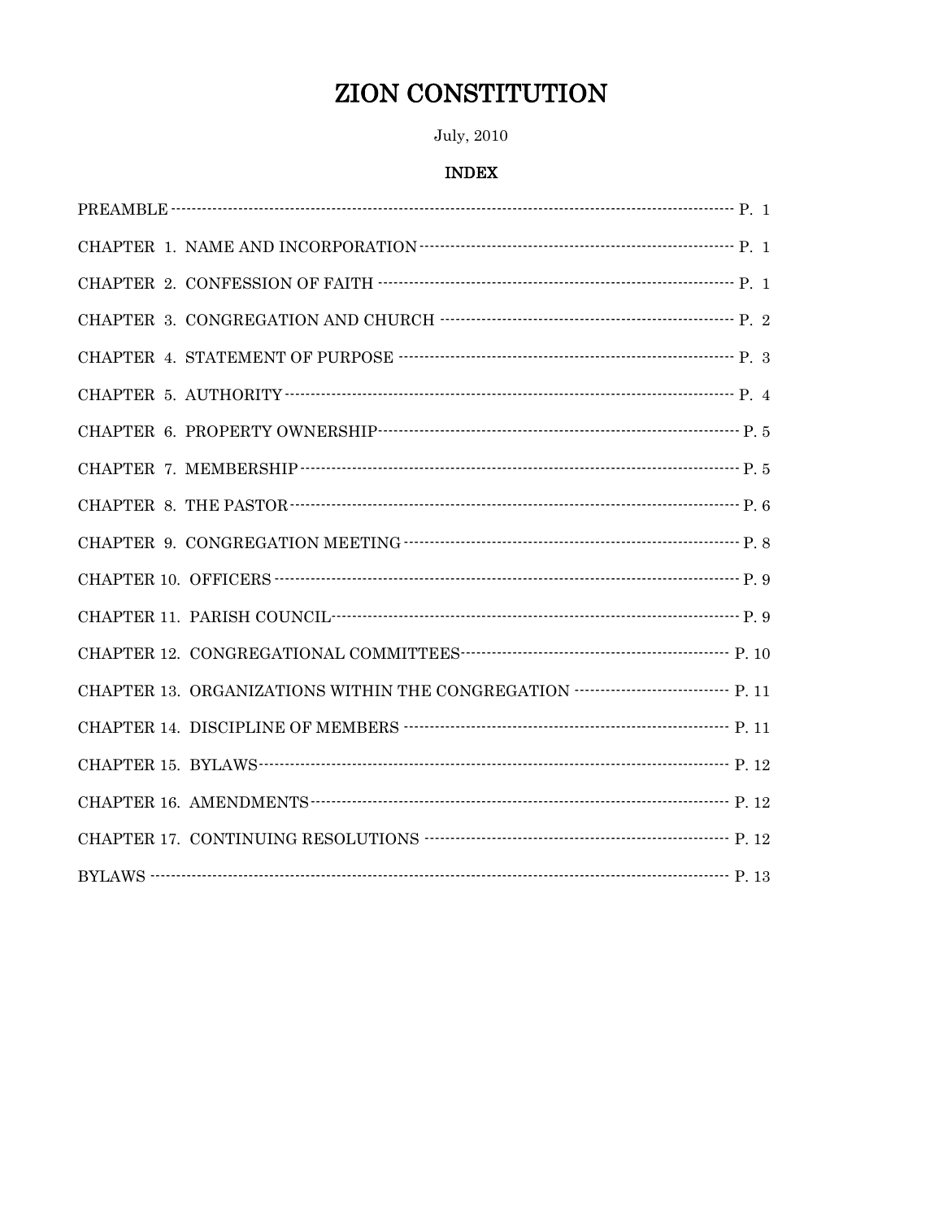# ZION CONSTITUTION

July, 2010

## INDEX

PREAMBLE ---------- P. 1

CHAPTER 1. NAME AND INCORPORATION ---------- P. 1

CHAPTER 2. CONFESSION OF FAITH ---------- P. 1

CHAPTER 3. CONGREGATION AND CHURCH ---------- P. 2

CHAPTER 4. STATEMENT OF PURPOSE ---------- P. 3

CHAPTER 5. AUTHORITY ---------- P. 4

CHAPTER 6. PROPERTY OWNERSHIP ---------- P. 5

CHAPTER 7. MEMBERSHIP ---------- P. 5

CHAPTER 8. THE PASTOR ---------- P. 6

CHAPTER 9. CONGREGATION MEETING ---------- P. 8

CHAPTER 10. OFFICERS ---------- P. 9

CHAPTER 11. PARISH COUNCIL ---------- P. 9

CHAPTER 12. CONGREGATIONAL COMMITTEES ---------- P. 10

CHAPTER 13. ORGANIZATIONS WITHIN THE CONGREGATION ---------- P. 11

CHAPTER 14. DISCIPLINE OF MEMBERS ---------- P. 11

CHAPTER 15. BYLAWS ---------- P. 12

CHAPTER 16. AMENDMENTS ---------- P. 12

CHAPTER 17. CONTINUING RESOLUTIONS ---------- P. 12

BYLAWS ---------- P. 13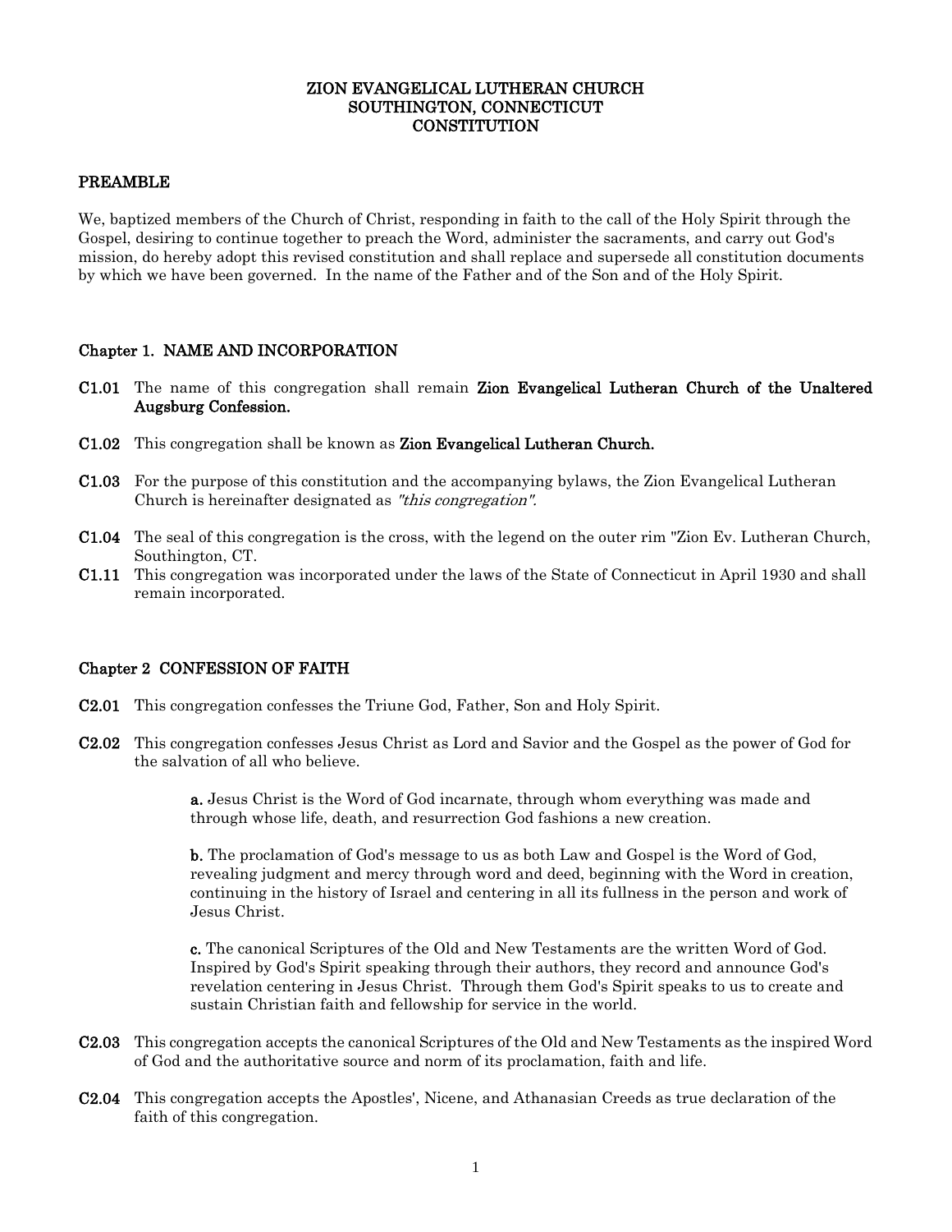# ZION EVANGELICAL LUTHERAN CHURCH
# SOUTHINGTON, CONNECTICUT
# CONSTITUTION

## PREAMBLE

We, baptized members of the Church of Christ, responding in faith to the call of the Holy Spirit through the Gospel, desiring to continue together to preach the Word, administer the sacraments, and carry out God's mission, do hereby adopt this revised constitution and shall replace and supersede all constitution documents by which we have been governed. In the name of the Father and of the Son and of the Holy Spirit.

## Chapter 1. NAME AND INCORPORATION

**C1.01** The name of this congregation shall remain **Zion Evangelical Lutheran Church of the Unaltered Augsburg Confession.**

**C1.02** This congregation shall be known as **Zion Evangelical Lutheran Church.**

**C1.03** For the purpose of this constitution and the accompanying bylaws, the Zion Evangelical Lutheran Church is hereinafter designated as *"this congregation".*

**C1.04** The seal of this congregation is the cross, with the legend on the outer rim "Zion Ev. Lutheran Church, Southington, CT.

**C1.11** This congregation was incorporated under the laws of the State of Connecticut in April 1930 and shall remain incorporated.

## Chapter 2 CONFESSION OF FAITH

**C2.01** This congregation confesses the Triune God, Father, Son and Holy Spirit.

**C2.02** This congregation confesses Jesus Christ as Lord and Savior and the Gospel as the power of God for the salvation of all who believe.

> **a.** Jesus Christ is the Word of God incarnate, through whom everything was made and through whose life, death, and resurrection God fashions a new creation.
>
> **b.** The proclamation of God's message to us as both Law and Gospel is the Word of God, revealing judgment and mercy through word and deed, beginning with the Word in creation, continuing in the history of Israel and centering in all its fullness in the person and work of Jesus Christ.
>
> **c.** The canonical Scriptures of the Old and New Testaments are the written Word of God. Inspired by God's Spirit speaking through their authors, they record and announce God's revelation centering in Jesus Christ. Through them God's Spirit speaks to us to create and sustain Christian faith and fellowship for service in the world.

**C2.03** This congregation accepts the canonical Scriptures of the Old and New Testaments as the inspired Word of God and the authoritative source and norm of its proclamation, faith and life.

**C2.04** This congregation accepts the Apostles', Nicene, and Athanasian Creeds as true declaration of the faith of this congregation.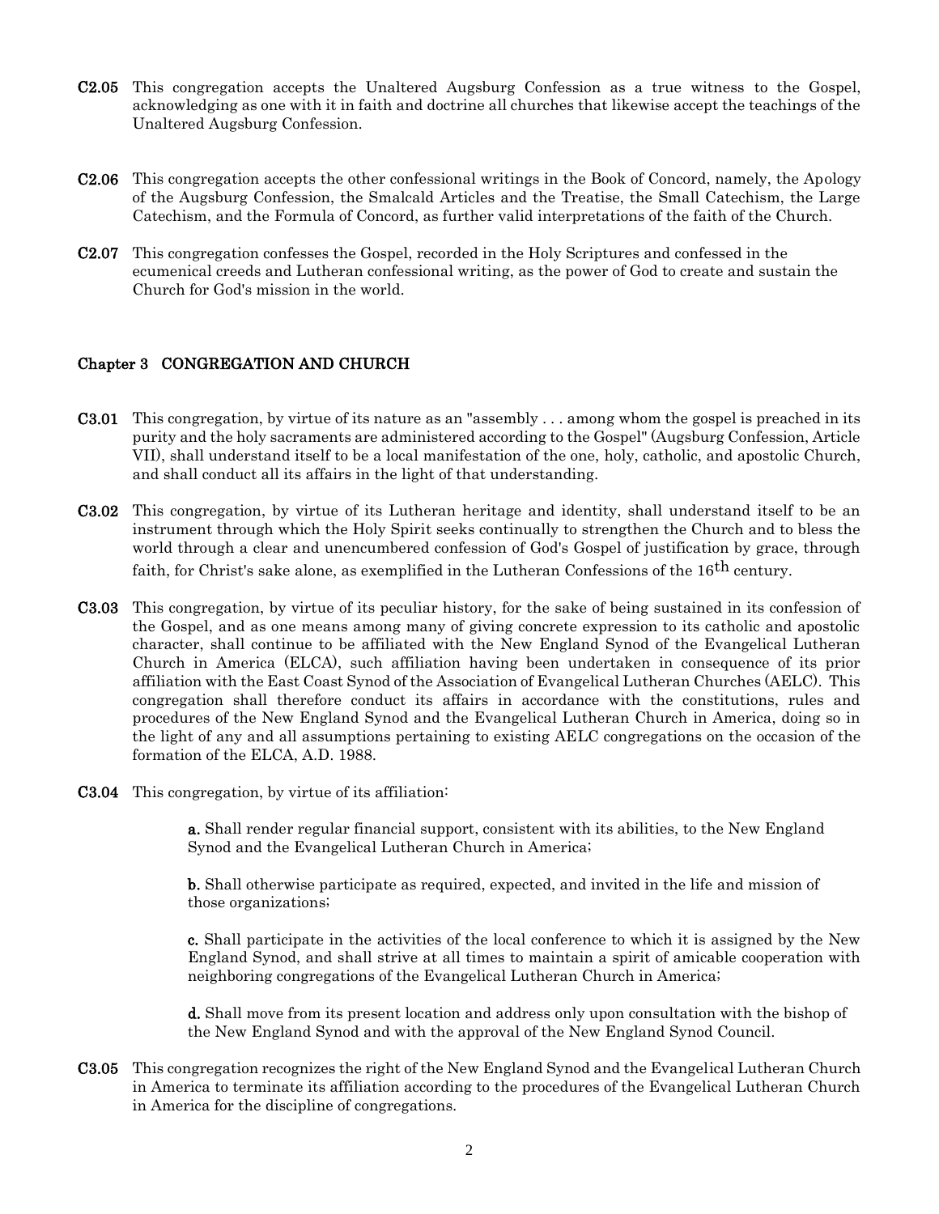**C2.05** This congregation accepts the Unaltered Augsburg Confession as a true witness to the Gospel, acknowledging as one with it in faith and doctrine all churches that likewise accept the teachings of the Unaltered Augsburg Confession.

**C2.06** This congregation accepts the other confessional writings in the Book of Concord, namely, the Apology of the Augsburg Confession, the Smalcald Articles and the Treatise, the Small Catechism, the Large Catechism, and the Formula of Concord, as further valid interpretations of the faith of the Church.

**C2.07** This congregation confesses the Gospel, recorded in the Holy Scriptures and confessed in the ecumenical creeds and Lutheran confessional writing, as the power of God to create and sustain the Church for God's mission in the world.

## Chapter 3 CONGREGATION AND CHURCH

**C3.01** This congregation, by virtue of its nature as an "assembly . . . among whom the gospel is preached in its purity and the holy sacraments are administered according to the Gospel" (Augsburg Confession, Article VII), shall understand itself to be a local manifestation of the one, holy, catholic, and apostolic Church, and shall conduct all its affairs in the light of that understanding.

**C3.02** This congregation, by virtue of its Lutheran heritage and identity, shall understand itself to be an instrument through which the Holy Spirit seeks continually to strengthen the Church and to bless the world through a clear and unencumbered confession of God's Gospel of justification by grace, through faith, for Christ's sake alone, as exemplified in the Lutheran Confessions of the 16th century.

**C3.03** This congregation, by virtue of its peculiar history, for the sake of being sustained in its confession of the Gospel, and as one means among many of giving concrete expression to its catholic and apostolic character, shall continue to be affiliated with the New England Synod of the Evangelical Lutheran Church in America (ELCA), such affiliation having been undertaken in consequence of its prior affiliation with the East Coast Synod of the Association of Evangelical Lutheran Churches (AELC). This congregation shall therefore conduct its affairs in accordance with the constitutions, rules and procedures of the New England Synod and the Evangelical Lutheran Church in America, doing so in the light of any and all assumptions pertaining to existing AELC congregations on the occasion of the formation of the ELCA, A.D. 1988.

**C3.04** This congregation, by virtue of its affiliation:

> **a.** Shall render regular financial support, consistent with its abilities, to the New England Synod and the Evangelical Lutheran Church in America;
>
> **b.** Shall otherwise participate as required, expected, and invited in the life and mission of those organizations;
>
> **c.** Shall participate in the activities of the local conference to which it is assigned by the New England Synod, and shall strive at all times to maintain a spirit of amicable cooperation with neighboring congregations of the Evangelical Lutheran Church in America;
>
> **d.** Shall move from its present location and address only upon consultation with the bishop of the New England Synod and with the approval of the New England Synod Council.

**C3.05** This congregation recognizes the right of the New England Synod and the Evangelical Lutheran Church in America to terminate its affiliation according to the procedures of the Evangelical Lutheran Church in America for the discipline of congregations.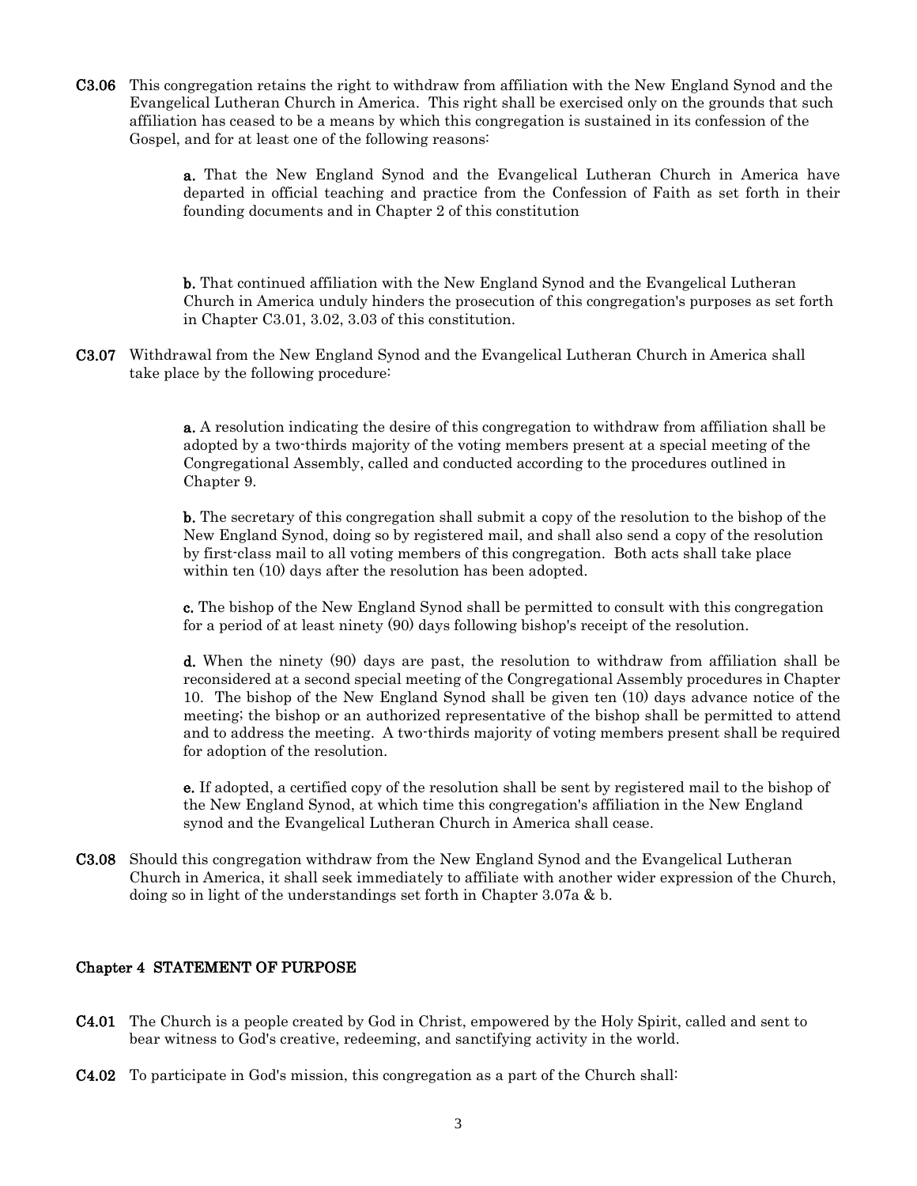**C3.06** This congregation retains the right to withdraw from affiliation with the New England Synod and the Evangelical Lutheran Church in America. This right shall be exercised only on the grounds that such affiliation has ceased to be a means by which this congregation is sustained in its confession of the Gospel, and for at least one of the following reasons:

> **a.** That the New England Synod and the Evangelical Lutheran Church in America have departed in official teaching and practice from the Confession of Faith as set forth in their founding documents and in Chapter 2 of this constitution
>
> **b.** That continued affiliation with the New England Synod and the Evangelical Lutheran Church in America unduly hinders the prosecution of this congregation's purposes as set forth in Chapter C3.01, 3.02, 3.03 of this constitution.

**C3.07** Withdrawal from the New England Synod and the Evangelical Lutheran Church in America shall take place by the following procedure:

> **a.** A resolution indicating the desire of this congregation to withdraw from affiliation shall be adopted by a two-thirds majority of the voting members present at a special meeting of the Congregational Assembly, called and conducted according to the procedures outlined in Chapter 9.
>
> **b.** The secretary of this congregation shall submit a copy of the resolution to the bishop of the New England Synod, doing so by registered mail, and shall also send a copy of the resolution by first-class mail to all voting members of this congregation. Both acts shall take place within ten (10) days after the resolution has been adopted.
>
> **c.** The bishop of the New England Synod shall be permitted to consult with this congregation for a period of at least ninety (90) days following bishop's receipt of the resolution.
>
> **d.** When the ninety (90) days are past, the resolution to withdraw from affiliation shall be reconsidered at a second special meeting of the Congregational Assembly procedures in Chapter 10. The bishop of the New England Synod shall be given ten (10) days advance notice of the meeting; the bishop or an authorized representative of the bishop shall be permitted to attend and to address the meeting. A two-thirds majority of voting members present shall be required for adoption of the resolution.
>
> **e.** If adopted, a certified copy of the resolution shall be sent by registered mail to the bishop of the New England Synod, at which time this congregation's affiliation in the New England synod and the Evangelical Lutheran Church in America shall cease.

**C3.08** Should this congregation withdraw from the New England Synod and the Evangelical Lutheran Church in America, it shall seek immediately to affiliate with another wider expression of the Church, doing so in light of the understandings set forth in Chapter 3.07a & b.

## Chapter 4 STATEMENT OF PURPOSE

**C4.01** The Church is a people created by God in Christ, empowered by the Holy Spirit, called and sent to bear witness to God's creative, redeeming, and sanctifying activity in the world.

**C4.02** To participate in God's mission, this congregation as a part of the Church shall: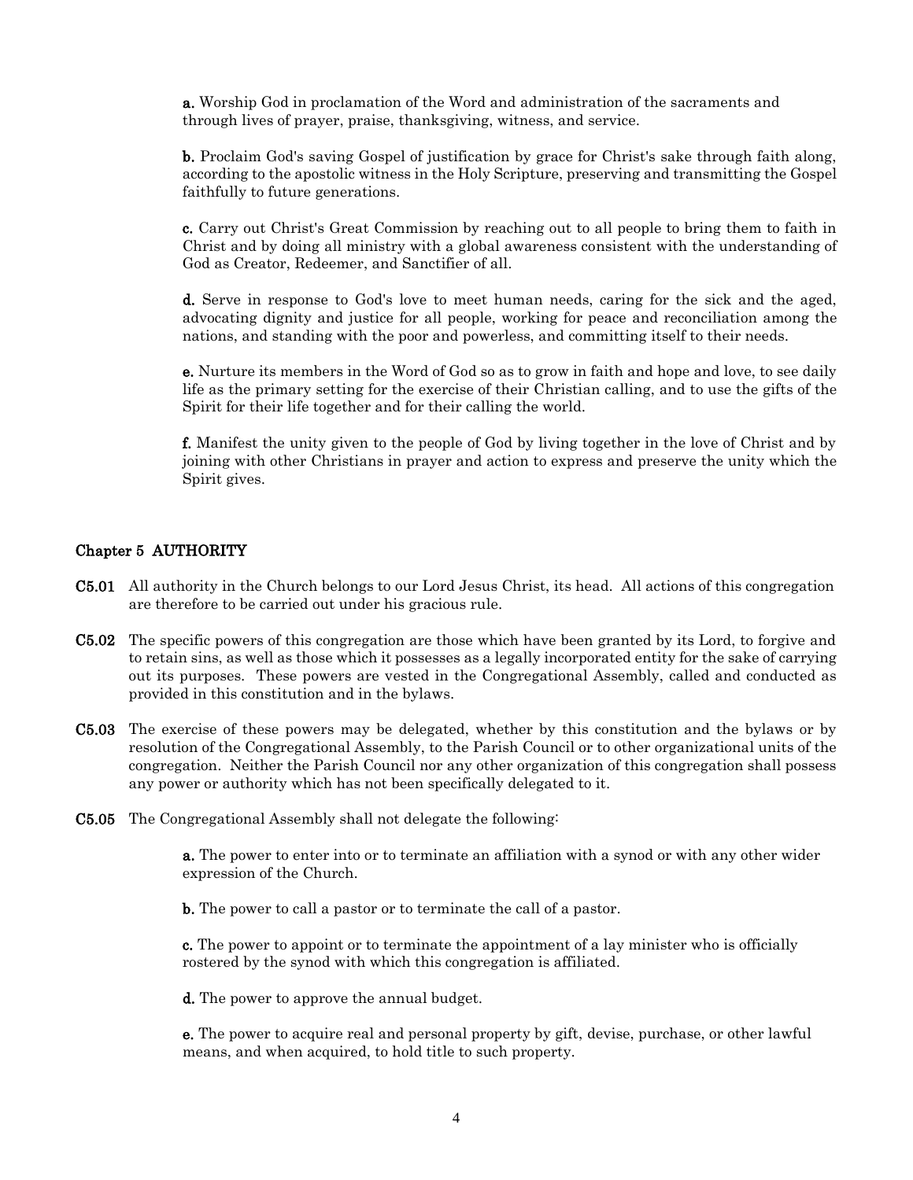**a.** Worship God in proclamation of the Word and administration of the sacraments and through lives of prayer, praise, thanksgiving, witness, and service.

**b.** Proclaim God's saving Gospel of justification by grace for Christ's sake through faith along, according to the apostolic witness in the Holy Scripture, preserving and transmitting the Gospel faithfully to future generations.

**c.** Carry out Christ's Great Commission by reaching out to all people to bring them to faith in Christ and by doing all ministry with a global awareness consistent with the understanding of God as Creator, Redeemer, and Sanctifier of all.

**d.** Serve in response to God's love to meet human needs, caring for the sick and the aged, advocating dignity and justice for all people, working for peace and reconciliation among the nations, and standing with the poor and powerless, and committing itself to their needs.

**e.** Nurture its members in the Word of God so as to grow in faith and hope and love, to see daily life as the primary setting for the exercise of their Christian calling, and to use the gifts of the Spirit for their life together and for their calling the world.

**f.** Manifest the unity given to the people of God by living together in the love of Christ and by joining with other Christians in prayer and action to express and preserve the unity which the Spirit gives.

## Chapter 5 AUTHORITY

**C5.01** All authority in the Church belongs to our Lord Jesus Christ, its head. All actions of this congregation are therefore to be carried out under his gracious rule.

**C5.02** The specific powers of this congregation are those which have been granted by its Lord, to forgive and to retain sins, as well as those which it possesses as a legally incorporated entity for the sake of carrying out its purposes. These powers are vested in the Congregational Assembly, called and conducted as provided in this constitution and in the bylaws.

**C5.03** The exercise of these powers may be delegated, whether by this constitution and the bylaws or by resolution of the Congregational Assembly, to the Parish Council or to other organizational units of the congregation. Neither the Parish Council nor any other organization of this congregation shall possess any power or authority which has not been specifically delegated to it.

**C5.05** The Congregational Assembly shall not delegate the following:

**a.** The power to enter into or to terminate an affiliation with a synod or with any other wider expression of the Church.

**b.** The power to call a pastor or to terminate the call of a pastor.

**c.** The power to appoint or to terminate the appointment of a lay minister who is officially rostered by the synod with which this congregation is affiliated.

**d.** The power to approve the annual budget.

**e.** The power to acquire real and personal property by gift, devise, purchase, or other lawful means, and when acquired, to hold title to such property.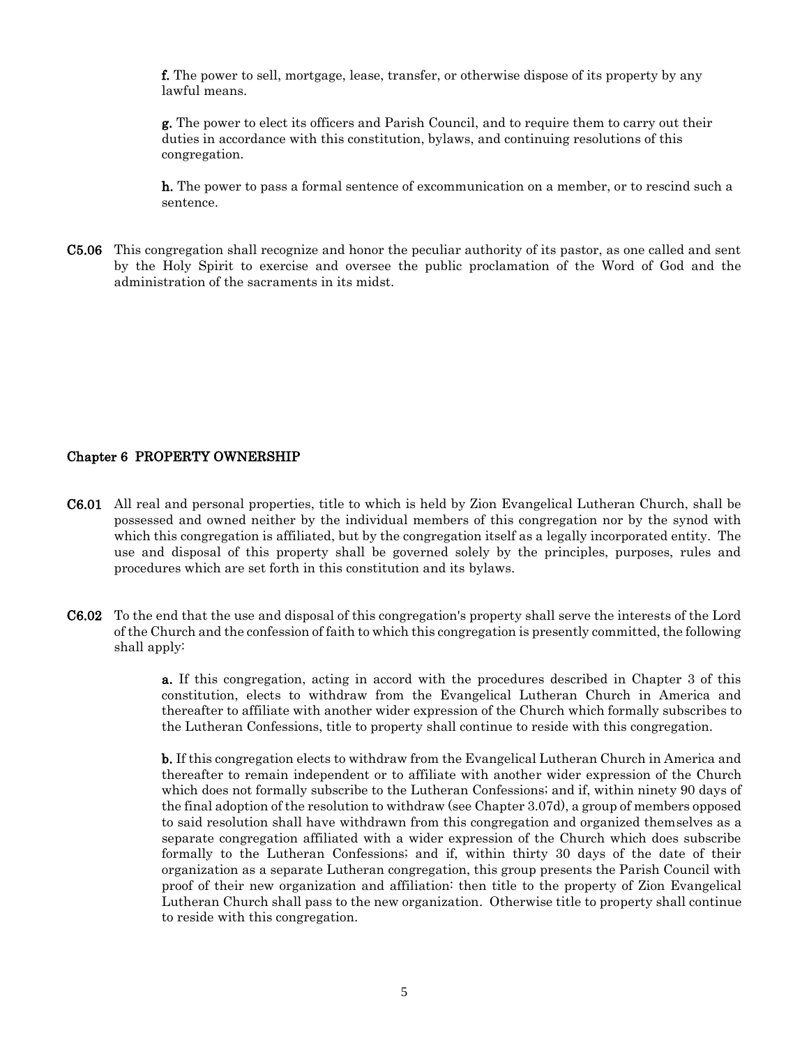**f.** The power to sell, mortgage, lease, transfer, or otherwise dispose of its property by any lawful means.

**g.** The power to elect its officers and Parish Council, and to require them to carry out their duties in accordance with this constitution, bylaws, and continuing resolutions of this congregation.

**h.** The power to pass a formal sentence of excommunication on a member, or to rescind such a sentence.

**C5.06** This congregation shall recognize and honor the peculiar authority of its pastor, as one called and sent by the Holy Spirit to exercise and oversee the public proclamation of the Word of God and the administration of the sacraments in its midst.

## Chapter 6 PROPERTY OWNERSHIP

**C6.01** All real and personal properties, title to which is held by Zion Evangelical Lutheran Church, shall be possessed and owned neither by the individual members of this congregation nor by the synod with which this congregation is affiliated, but by the congregation itself as a legally incorporated entity. The use and disposal of this property shall be governed solely by the principles, purposes, rules and procedures which are set forth in this constitution and its bylaws.

**C6.02** To the end that the use and disposal of this congregation's property shall serve the interests of the Lord of the Church and the confession of faith to which this congregation is presently committed, the following shall apply:

**a.** If this congregation, acting in accord with the procedures described in Chapter 3 of this constitution, elects to withdraw from the Evangelical Lutheran Church in America and thereafter to affiliate with another wider expression of the Church which formally subscribes to the Lutheran Confessions, title to property shall continue to reside with this congregation.

**b.** If this congregation elects to withdraw from the Evangelical Lutheran Church in America and thereafter to remain independent or to affiliate with another wider expression of the Church which does not formally subscribe to the Lutheran Confessions; and if, within ninety 90 days of the final adoption of the resolution to withdraw (see Chapter 3.07d), a group of members opposed to said resolution shall have withdrawn from this congregation and organized themselves as a separate congregation affiliated with a wider expression of the Church which does subscribe formally to the Lutheran Confessions; and if, within thirty 30 days of the date of their organization as a separate Lutheran congregation, this group presents the Parish Council with proof of their new organization and affiliation: then title to the property of Zion Evangelical Lutheran Church shall pass to the new organization. Otherwise title to property shall continue to reside with this congregation.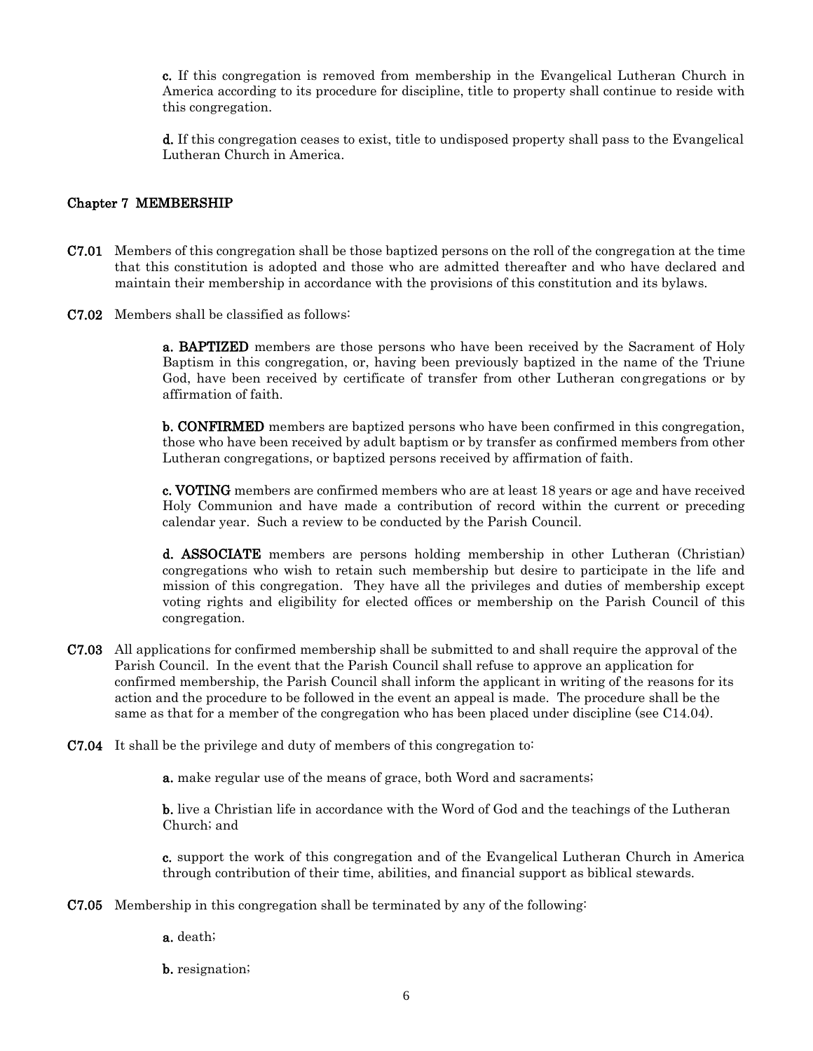**c.** If this congregation is removed from membership in the Evangelical Lutheran Church in America according to its procedure for discipline, title to property shall continue to reside with this congregation.

**d.** If this congregation ceases to exist, title to undisposed property shall pass to the Evangelical Lutheran Church in America.

## Chapter 7 MEMBERSHIP

**C7.01** Members of this congregation shall be those baptized persons on the roll of the congregation at the time that this constitution is adopted and those who are admitted thereafter and who have declared and maintain their membership in accordance with the provisions of this constitution and its bylaws.

**C7.02** Members shall be classified as follows:

**a. BAPTIZED** members are those persons who have been received by the Sacrament of Holy Baptism in this congregation, or, having been previously baptized in the name of the Triune God, have been received by certificate of transfer from other Lutheran congregations or by affirmation of faith.

**b. CONFIRMED** members are baptized persons who have been confirmed in this congregation, those who have been received by adult baptism or by transfer as confirmed members from other Lutheran congregations, or baptized persons received by affirmation of faith.

**c. VOTING** members are confirmed members who are at least 18 years or age and have received Holy Communion and have made a contribution of record within the current or preceding calendar year. Such a review to be conducted by the Parish Council.

**d. ASSOCIATE** members are persons holding membership in other Lutheran (Christian) congregations who wish to retain such membership but desire to participate in the life and mission of this congregation. They have all the privileges and duties of membership except voting rights and eligibility for elected offices or membership on the Parish Council of this congregation.

**C7.03** All applications for confirmed membership shall be submitted to and shall require the approval of the Parish Council. In the event that the Parish Council shall refuse to approve an application for confirmed membership, the Parish Council shall inform the applicant in writing of the reasons for its action and the procedure to be followed in the event an appeal is made. The procedure shall be the same as that for a member of the congregation who has been placed under discipline (see C14.04).

**C7.04** It shall be the privilege and duty of members of this congregation to:

**a.** make regular use of the means of grace, both Word and sacraments;

**b.** live a Christian life in accordance with the Word of God and the teachings of the Lutheran Church; and

**c.** support the work of this congregation and of the Evangelical Lutheran Church in America through contribution of their time, abilities, and financial support as biblical stewards.

**C7.05** Membership in this congregation shall be terminated by any of the following:

**a.** death;

**b.** resignation;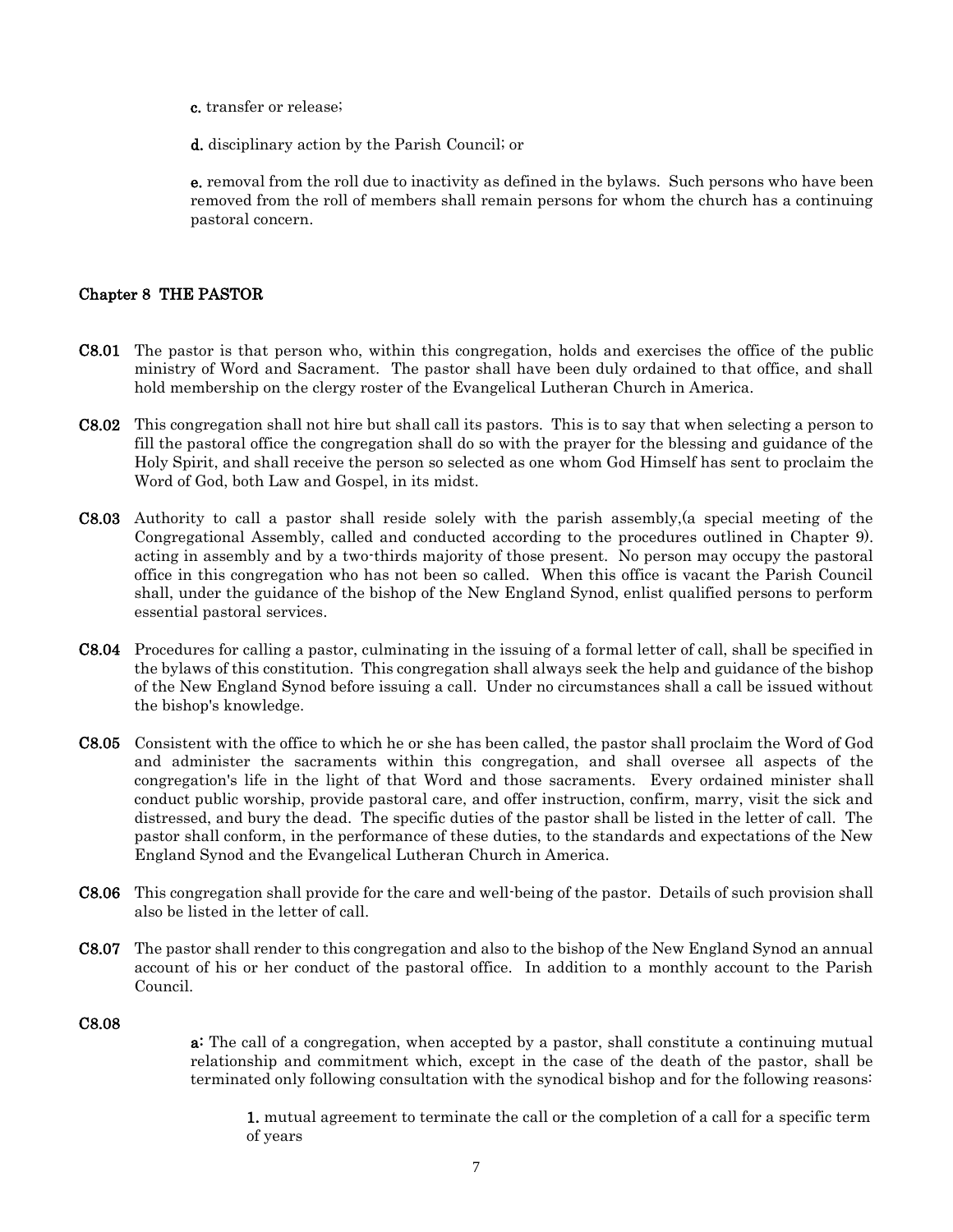**c.** transfer or release;

**d.** disciplinary action by the Parish Council; or

**e.** removal from the roll due to inactivity as defined in the bylaws. Such persons who have been removed from the roll of members shall remain persons for whom the church has a continuing pastoral concern.

## Chapter 8 THE PASTOR

**C8.01** The pastor is that person who, within this congregation, holds and exercises the office of the public ministry of Word and Sacrament. The pastor shall have been duly ordained to that office, and shall hold membership on the clergy roster of the Evangelical Lutheran Church in America.

**C8.02** This congregation shall not hire but shall call its pastors. This is to say that when selecting a person to fill the pastoral office the congregation shall do so with the prayer for the blessing and guidance of the Holy Spirit, and shall receive the person so selected as one whom God Himself has sent to proclaim the Word of God, both Law and Gospel, in its midst.

**C8.03** Authority to call a pastor shall reside solely with the parish assembly,(a special meeting of the Congregational Assembly, called and conducted according to the procedures outlined in Chapter 9). acting in assembly and by a two-thirds majority of those present. No person may occupy the pastoral office in this congregation who has not been so called. When this office is vacant the Parish Council shall, under the guidance of the bishop of the New England Synod, enlist qualified persons to perform essential pastoral services.

**C8.04** Procedures for calling a pastor, culminating in the issuing of a formal letter of call, shall be specified in the bylaws of this constitution. This congregation shall always seek the help and guidance of the bishop of the New England Synod before issuing a call. Under no circumstances shall a call be issued without the bishop's knowledge.

**C8.05** Consistent with the office to which he or she has been called, the pastor shall proclaim the Word of God and administer the sacraments within this congregation, and shall oversee all aspects of the congregation's life in the light of that Word and those sacraments. Every ordained minister shall conduct public worship, provide pastoral care, and offer instruction, confirm, marry, visit the sick and distressed, and bury the dead. The specific duties of the pastor shall be listed in the letter of call. The pastor shall conform, in the performance of these duties, to the standards and expectations of the New England Synod and the Evangelical Lutheran Church in America.

**C8.06** This congregation shall provide for the care and well-being of the pastor. Details of such provision shall also be listed in the letter of call.

**C8.07** The pastor shall render to this congregation and also to the bishop of the New England Synod an annual account of his or her conduct of the pastoral office. In addition to a monthly account to the Parish Council.

**C8.08**

**a:** The call of a congregation, when accepted by a pastor, shall constitute a continuing mutual relationship and commitment which, except in the case of the death of the pastor, shall be terminated only following consultation with the synodical bishop and for the following reasons:

**1.** mutual agreement to terminate the call or the completion of a call for a specific term of years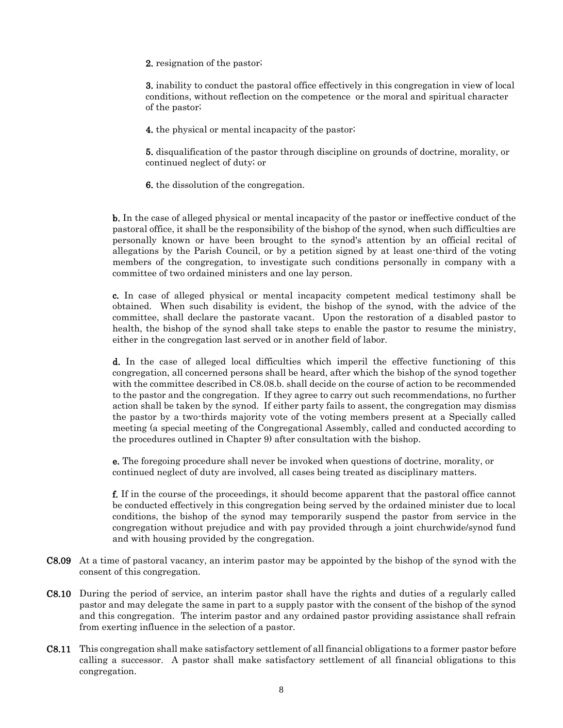**2.** resignation of the pastor;

**3.** inability to conduct the pastoral office effectively in this congregation in view of local conditions, without reflection on the competence or the moral and spiritual character of the pastor;

**4.** the physical or mental incapacity of the pastor;

**5.** disqualification of the pastor through discipline on grounds of doctrine, morality, or continued neglect of duty; or

**6.** the dissolution of the congregation.

**b.** In the case of alleged physical or mental incapacity of the pastor or ineffective conduct of the pastoral office, it shall be the responsibility of the bishop of the synod, when such difficulties are personally known or have been brought to the synod's attention by an official recital of allegations by the Parish Council, or by a petition signed by at least one-third of the voting members of the congregation, to investigate such conditions personally in company with a committee of two ordained ministers and one lay person.

**c.** In case of alleged physical or mental incapacity competent medical testimony shall be obtained. When such disability is evident, the bishop of the synod, with the advice of the committee, shall declare the pastorate vacant. Upon the restoration of a disabled pastor to health, the bishop of the synod shall take steps to enable the pastor to resume the ministry, either in the congregation last served or in another field of labor.

**d.** In the case of alleged local difficulties which imperil the effective functioning of this congregation, all concerned persons shall be heard, after which the bishop of the synod together with the committee described in C8.08.b. shall decide on the course of action to be recommended to the pastor and the congregation. If they agree to carry out such recommendations, no further action shall be taken by the synod. If either party fails to assent, the congregation may dismiss the pastor by a two-thirds majority vote of the voting members present at a Specially called meeting (a special meeting of the Congregational Assembly, called and conducted according to the procedures outlined in Chapter 9) after consultation with the bishop.

**e.** The foregoing procedure shall never be invoked when questions of doctrine, morality, or continued neglect of duty are involved, all cases being treated as disciplinary matters.

**f.** If in the course of the proceedings, it should become apparent that the pastoral office cannot be conducted effectively in this congregation being served by the ordained minister due to local conditions, the bishop of the synod may temporarily suspend the pastor from service in the congregation without prejudice and with pay provided through a joint churchwide/synod fund and with housing provided by the congregation.

**C8.09** At a time of pastoral vacancy, an interim pastor may be appointed by the bishop of the synod with the consent of this congregation.

**C8.10** During the period of service, an interim pastor shall have the rights and duties of a regularly called pastor and may delegate the same in part to a supply pastor with the consent of the bishop of the synod and this congregation. The interim pastor and any ordained pastor providing assistance shall refrain from exerting influence in the selection of a pastor.

**C8.11** This congregation shall make satisfactory settlement of all financial obligations to a former pastor before calling a successor. A pastor shall make satisfactory settlement of all financial obligations to this congregation.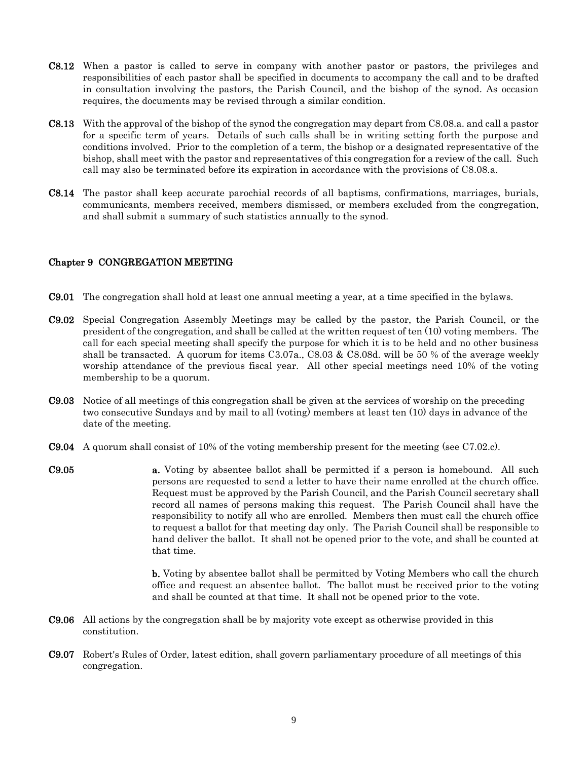**C8.12** When a pastor is called to serve in company with another pastor or pastors, the privileges and responsibilities of each pastor shall be specified in documents to accompany the call and to be drafted in consultation involving the pastors, the Parish Council, and the bishop of the synod. As occasion requires, the documents may be revised through a similar condition.

**C8.13** With the approval of the bishop of the synod the congregation may depart from C8.08.a. and call a pastor for a specific term of years. Details of such calls shall be in writing setting forth the purpose and conditions involved. Prior to the completion of a term, the bishop or a designated representative of the bishop, shall meet with the pastor and representatives of this congregation for a review of the call. Such call may also be terminated before its expiration in accordance with the provisions of C8.08.a.

**C8.14** The pastor shall keep accurate parochial records of all baptisms, confirmations, marriages, burials, communicants, members received, members dismissed, or members excluded from the congregation, and shall submit a summary of such statistics annually to the synod.

## Chapter 9 CONGREGATION MEETING

**C9.01** The congregation shall hold at least one annual meeting a year, at a time specified in the bylaws.

**C9.02** Special Congregation Assembly Meetings may be called by the pastor, the Parish Council, or the president of the congregation, and shall be called at the written request of ten (10) voting members. The call for each special meeting shall specify the purpose for which it is to be held and no other business shall be transacted. A quorum for items C3.07a., C8.03 & C8.08d. will be 50 % of the average weekly worship attendance of the previous fiscal year. All other special meetings need 10% of the voting membership to be a quorum.

**C9.03** Notice of all meetings of this congregation shall be given at the services of worship on the preceding two consecutive Sundays and by mail to all (voting) members at least ten (10) days in advance of the date of the meeting.

**C9.04** A quorum shall consist of 10% of the voting membership present for the meeting (see C7.02.c).

**C9.05**

**a.** Voting by absentee ballot shall be permitted if a person is homebound. All such persons are requested to send a letter to have their name enrolled at the church office. Request must be approved by the Parish Council, and the Parish Council secretary shall record all names of persons making this request. The Parish Council shall have the responsibility to notify all who are enrolled. Members then must call the church office to request a ballot for that meeting day only. The Parish Council shall be responsible to hand deliver the ballot. It shall not be opened prior to the vote, and shall be counted at that time.

**b.** Voting by absentee ballot shall be permitted by Voting Members who call the church office and request an absentee ballot. The ballot must be received prior to the voting and shall be counted at that time. It shall not be opened prior to the vote.

**C9.06** All actions by the congregation shall be by majority vote except as otherwise provided in this constitution.

**C9.07** Robert's Rules of Order, latest edition, shall govern parliamentary procedure of all meetings of this congregation.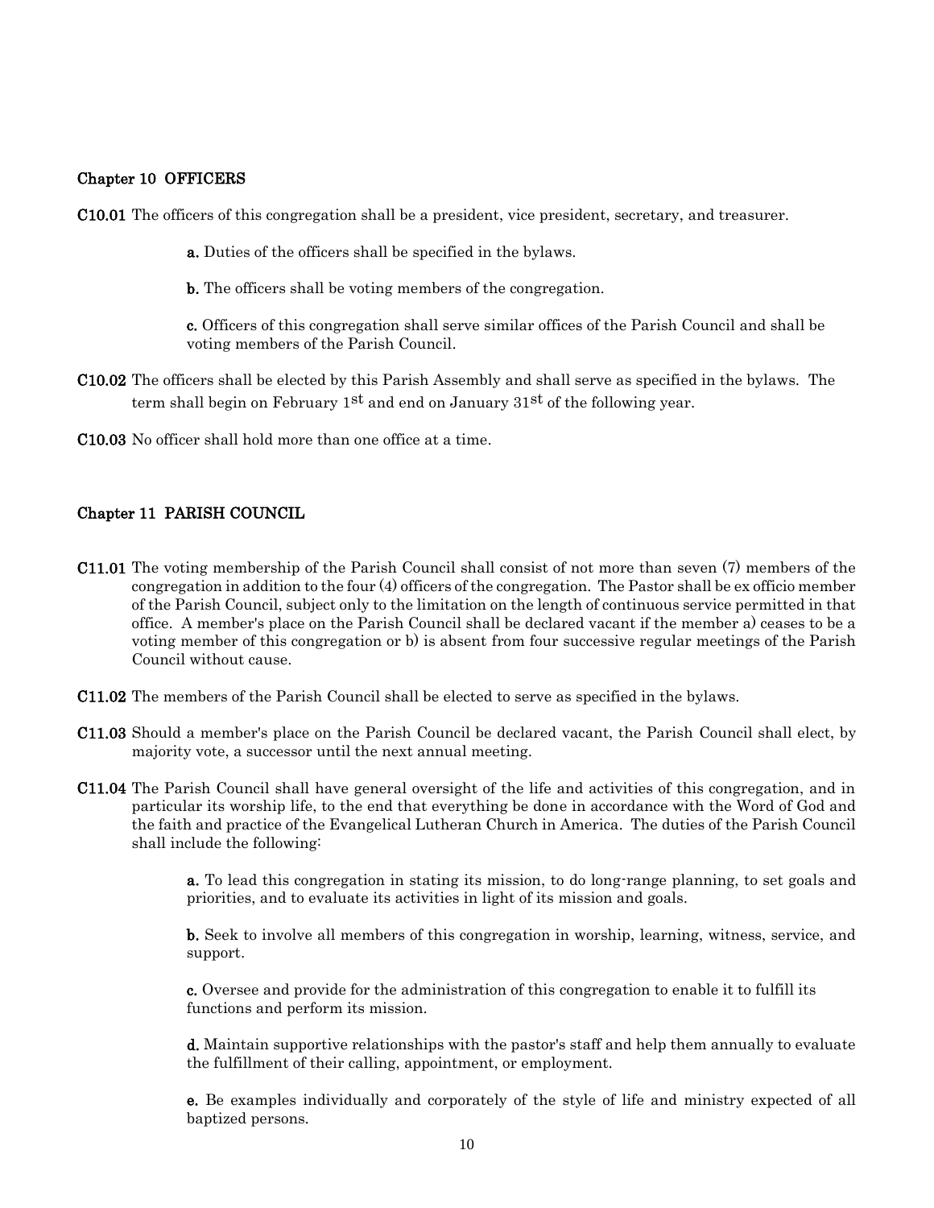## Chapter 10 OFFICERS

**C10.01** The officers of this congregation shall be a president, vice president, secretary, and treasurer.

> **a.** Duties of the officers shall be specified in the bylaws.
>
> **b.** The officers shall be voting members of the congregation.
>
> **c.** Officers of this congregation shall serve similar offices of the Parish Council and shall be voting members of the Parish Council.

**C10.02** The officers shall be elected by this Parish Assembly and shall serve as specified in the bylaws. The term shall begin on February 1st and end on January 31st of the following year.

**C10.03** No officer shall hold more than one office at a time.

## Chapter 11 PARISH COUNCIL

**C11.01** The voting membership of the Parish Council shall consist of not more than seven (7) members of the congregation in addition to the four (4) officers of the congregation. The Pastor shall be ex officio member of the Parish Council, subject only to the limitation on the length of continuous service permitted in that office. A member's place on the Parish Council shall be declared vacant if the member a) ceases to be a voting member of this congregation or b) is absent from four successive regular meetings of the Parish Council without cause.

**C11.02** The members of the Parish Council shall be elected to serve as specified in the bylaws.

**C11.03** Should a member's place on the Parish Council be declared vacant, the Parish Council shall elect, by majority vote, a successor until the next annual meeting.

**C11.04** The Parish Council shall have general oversight of the life and activities of this congregation, and in particular its worship life, to the end that everything be done in accordance with the Word of God and the faith and practice of the Evangelical Lutheran Church in America. The duties of the Parish Council shall include the following:

> **a.** To lead this congregation in stating its mission, to do long-range planning, to set goals and priorities, and to evaluate its activities in light of its mission and goals.
>
> **b.** Seek to involve all members of this congregation in worship, learning, witness, service, and support.
>
> **c.** Oversee and provide for the administration of this congregation to enable it to fulfill its functions and perform its mission.
>
> **d.** Maintain supportive relationships with the pastor's staff and help them annually to evaluate the fulfillment of their calling, appointment, or employment.
>
> **e.** Be examples individually and corporately of the style of life and ministry expected of all baptized persons.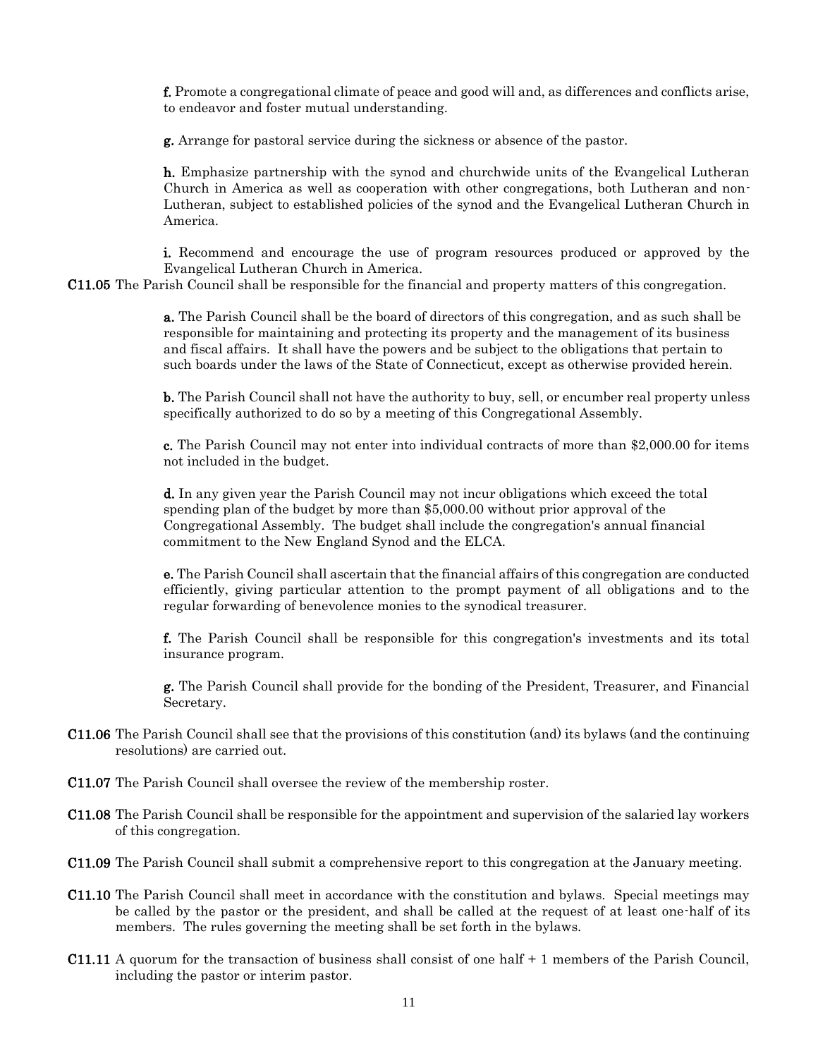**f.** Promote a congregational climate of peace and good will and, as differences and conflicts arise, to endeavor and foster mutual understanding.

**g.** Arrange for pastoral service during the sickness or absence of the pastor.

**h.** Emphasize partnership with the synod and churchwide units of the Evangelical Lutheran Church in America as well as cooperation with other congregations, both Lutheran and non-Lutheran, subject to established policies of the synod and the Evangelical Lutheran Church in America.

**i.** Recommend and encourage the use of program resources produced or approved by the Evangelical Lutheran Church in America.

**C11.05** The Parish Council shall be responsible for the financial and property matters of this congregation.

**a.** The Parish Council shall be the board of directors of this congregation, and as such shall be responsible for maintaining and protecting its property and the management of its business and fiscal affairs. It shall have the powers and be subject to the obligations that pertain to such boards under the laws of the State of Connecticut, except as otherwise provided herein.

**b.** The Parish Council shall not have the authority to buy, sell, or encumber real property unless specifically authorized to do so by a meeting of this Congregational Assembly.

**c.** The Parish Council may not enter into individual contracts of more than $2,000.00 for items not included in the budget.

**d.** In any given year the Parish Council may not incur obligations which exceed the total spending plan of the budget by more than $5,000.00 without prior approval of the Congregational Assembly. The budget shall include the congregation's annual financial commitment to the New England Synod and the ELCA.

**e.** The Parish Council shall ascertain that the financial affairs of this congregation are conducted efficiently, giving particular attention to the prompt payment of all obligations and to the regular forwarding of benevolence monies to the synodical treasurer.

**f.** The Parish Council shall be responsible for this congregation's investments and its total insurance program.

**g.** The Parish Council shall provide for the bonding of the President, Treasurer, and Financial Secretary.

**C11.06** The Parish Council shall see that the provisions of this constitution (and) its bylaws (and the continuing resolutions) are carried out.

**C11.07** The Parish Council shall oversee the review of the membership roster.

**C11.08** The Parish Council shall be responsible for the appointment and supervision of the salaried lay workers of this congregation.

**C11.09** The Parish Council shall submit a comprehensive report to this congregation at the January meeting.

**C11.10** The Parish Council shall meet in accordance with the constitution and bylaws. Special meetings may be called by the pastor or the president, and shall be called at the request of at least one-half of its members. The rules governing the meeting shall be set forth in the bylaws.

**C11.11** A quorum for the transaction of business shall consist of one half + 1 members of the Parish Council, including the pastor or interim pastor.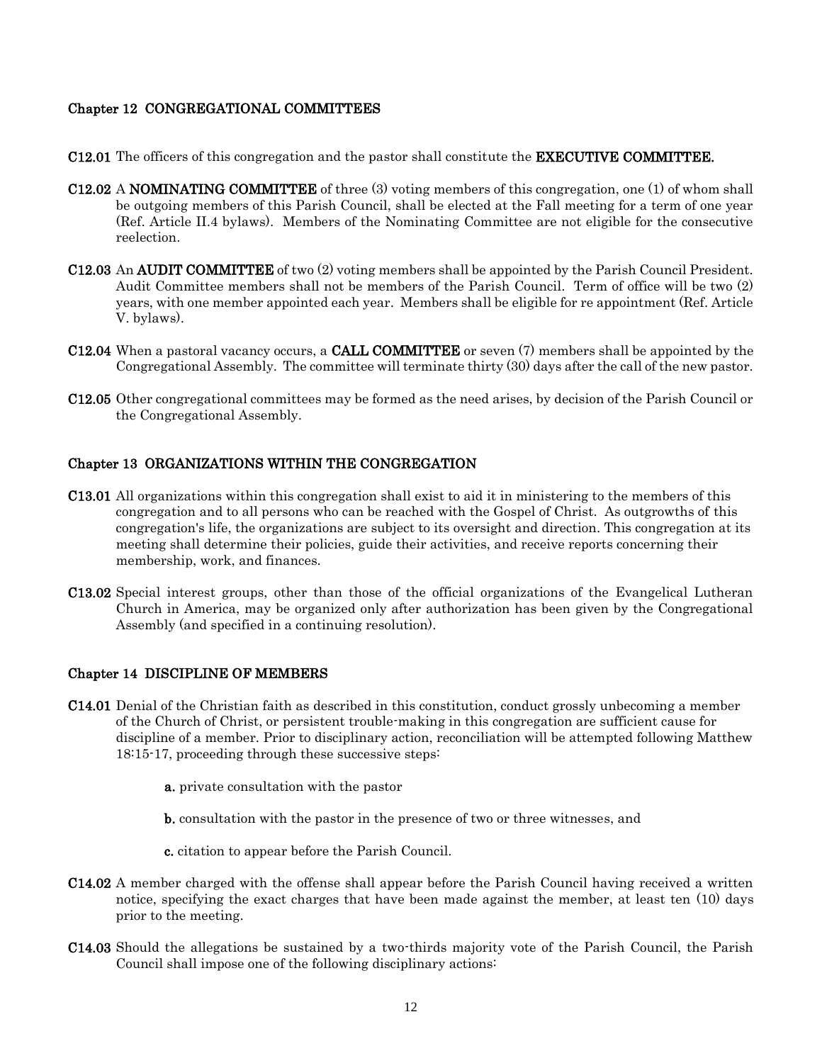### Chapter 12 CONGREGATIONAL COMMITTEES

**C12.01** The officers of this congregation and the pastor shall constitute the **EXECUTIVE COMMITTEE.**

**C12.02** A **NOMINATING COMMITTEE** of three (3) voting members of this congregation, one (1) of whom shall be outgoing members of this Parish Council, shall be elected at the Fall meeting for a term of one year (Ref. Article II.4 bylaws). Members of the Nominating Committee are not eligible for the consecutive reelection.

**C12.03** An **AUDIT COMMITTEE** of two (2) voting members shall be appointed by the Parish Council President. Audit Committee members shall not be members of the Parish Council. Term of office will be two (2) years, with one member appointed each year. Members shall be eligible for re appointment (Ref. Article V. bylaws).

**C12.04** When a pastoral vacancy occurs, a **CALL COMMITTEE** or seven (7) members shall be appointed by the Congregational Assembly. The committee will terminate thirty (30) days after the call of the new pastor.

**C12.05** Other congregational committees may be formed as the need arises, by decision of the Parish Council or the Congregational Assembly.

### Chapter 13 ORGANIZATIONS WITHIN THE CONGREGATION

**C13.01** All organizations within this congregation shall exist to aid it in ministering to the members of this congregation and to all persons who can be reached with the Gospel of Christ. As outgrowths of this congregation's life, the organizations are subject to its oversight and direction. This congregation at its meeting shall determine their policies, guide their activities, and receive reports concerning their membership, work, and finances.

**C13.02** Special interest groups, other than those of the official organizations of the Evangelical Lutheran Church in America, may be organized only after authorization has been given by the Congregational Assembly (and specified in a continuing resolution).

### Chapter 14 DISCIPLINE OF MEMBERS

**C14.01** Denial of the Christian faith as described in this constitution, conduct grossly unbecoming a member of the Church of Christ, or persistent trouble-making in this congregation are sufficient cause for discipline of a member. Prior to disciplinary action, reconciliation will be attempted following Matthew 18:15-17, proceeding through these successive steps:

- **a.** private consultation with the pastor
- **b.** consultation with the pastor in the presence of two or three witnesses, and
- **c.** citation to appear before the Parish Council.

**C14.02** A member charged with the offense shall appear before the Parish Council having received a written notice, specifying the exact charges that have been made against the member, at least ten (10) days prior to the meeting.

**C14.03** Should the allegations be sustained by a two-thirds majority vote of the Parish Council, the Parish Council shall impose one of the following disciplinary actions: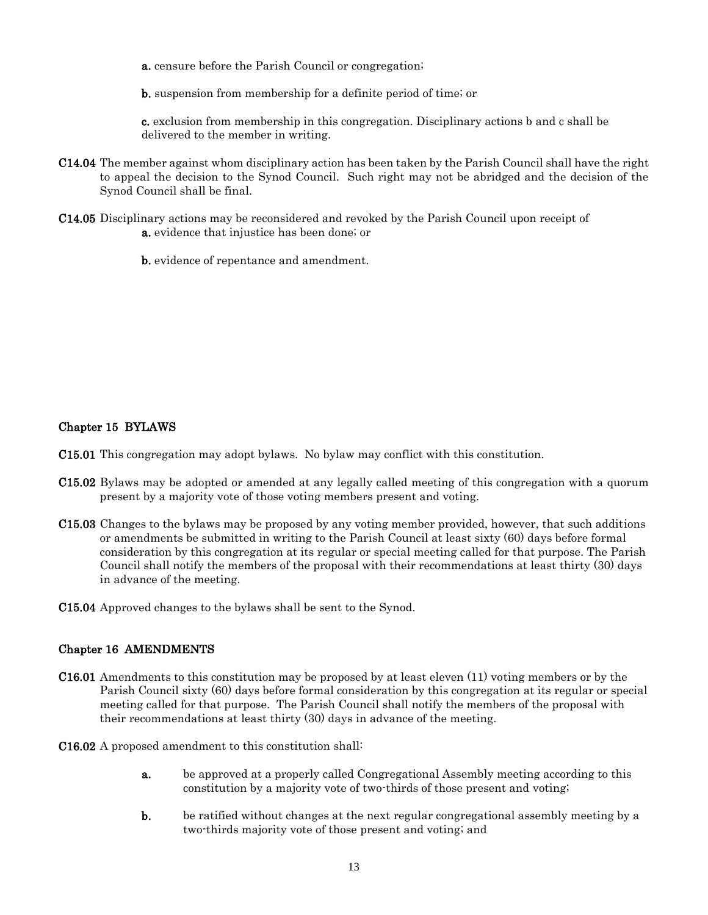**a.** censure before the Parish Council or congregation;

**b.** suspension from membership for a definite period of time; or

**c.** exclusion from membership in this congregation. Disciplinary actions b and c shall be delivered to the member in writing.

**C14.04** The member against whom disciplinary action has been taken by the Parish Council shall have the right to appeal the decision to the Synod Council. Such right may not be abridged and the decision of the Synod Council shall be final.

**C14.05** Disciplinary actions may be reconsidered and revoked by the Parish Council upon receipt of

**a.** evidence that injustice has been done; or

**b.** evidence of repentance and amendment.

## Chapter 15 BYLAWS

**C15.01** This congregation may adopt bylaws. No bylaw may conflict with this constitution.

**C15.02** Bylaws may be adopted or amended at any legally called meeting of this congregation with a quorum present by a majority vote of those voting members present and voting.

**C15.03** Changes to the bylaws may be proposed by any voting member provided, however, that such additions or amendments be submitted in writing to the Parish Council at least sixty (60) days before formal consideration by this congregation at its regular or special meeting called for that purpose. The Parish Council shall notify the members of the proposal with their recommendations at least thirty (30) days in advance of the meeting.

**C15.04** Approved changes to the bylaws shall be sent to the Synod.

## Chapter 16 AMENDMENTS

**C16.01** Amendments to this constitution may be proposed by at least eleven (11) voting members or by the Parish Council sixty (60) days before formal consideration by this congregation at its regular or special meeting called for that purpose. The Parish Council shall notify the members of the proposal with their recommendations at least thirty (30) days in advance of the meeting.

**C16.02** A proposed amendment to this constitution shall:

**a.** be approved at a properly called Congregational Assembly meeting according to this constitution by a majority vote of two-thirds of those present and voting;

**b.** be ratified without changes at the next regular congregational assembly meeting by a two-thirds majority vote of those present and voting; and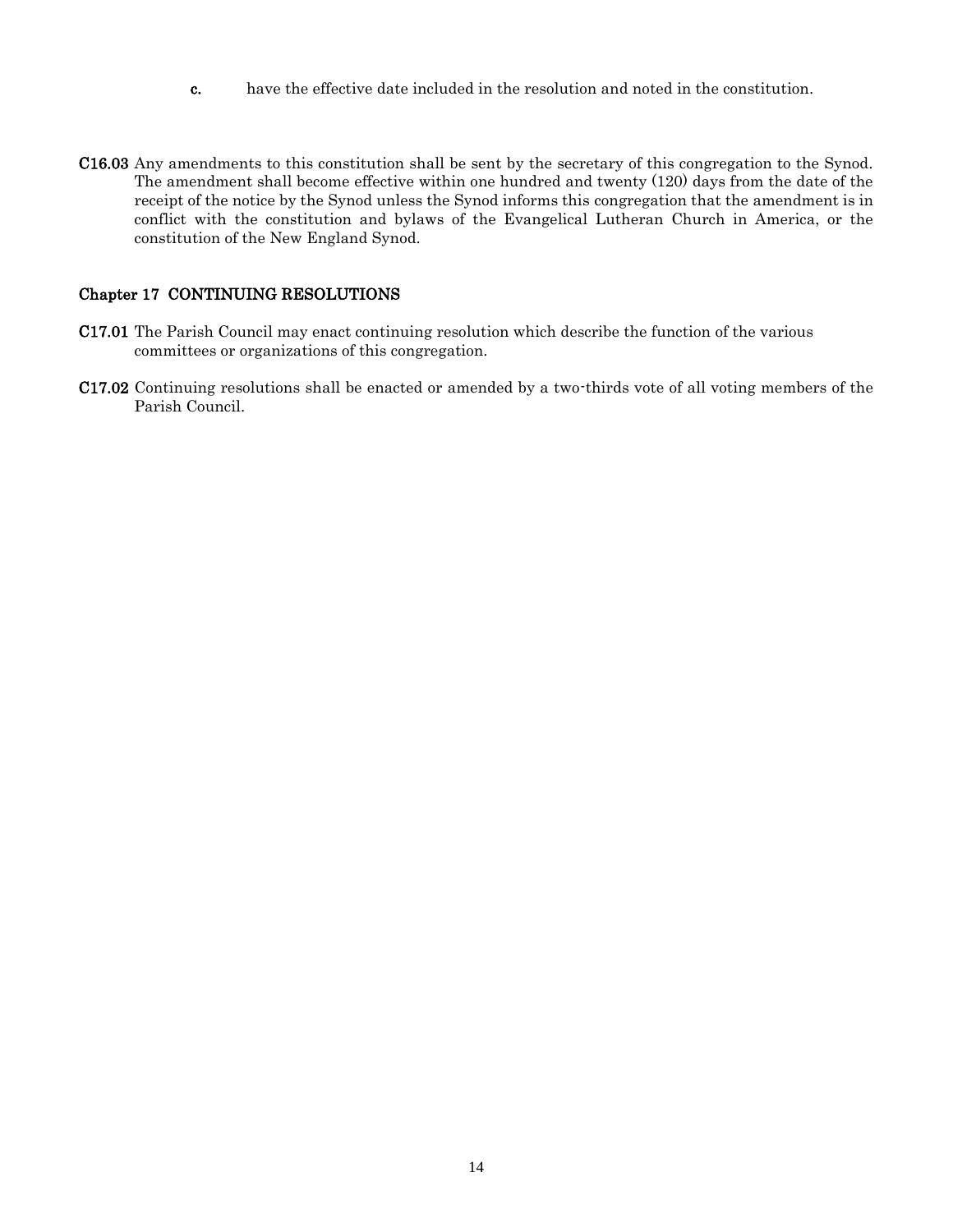c. have the effective date included in the resolution and noted in the constitution.

**C16.03** Any amendments to this constitution shall be sent by the secretary of this congregation to the Synod. The amendment shall become effective within one hundred and twenty (120) days from the date of the receipt of the notice by the Synod unless the Synod informs this congregation that the amendment is in conflict with the constitution and bylaws of the Evangelical Lutheran Church in America, or the constitution of the New England Synod.

## Chapter 17 CONTINUING RESOLUTIONS

**C17.01** The Parish Council may enact continuing resolution which describe the function of the various committees or organizations of this congregation.

**C17.02** Continuing resolutions shall be enacted or amended by a two-thirds vote of all voting members of the Parish Council.